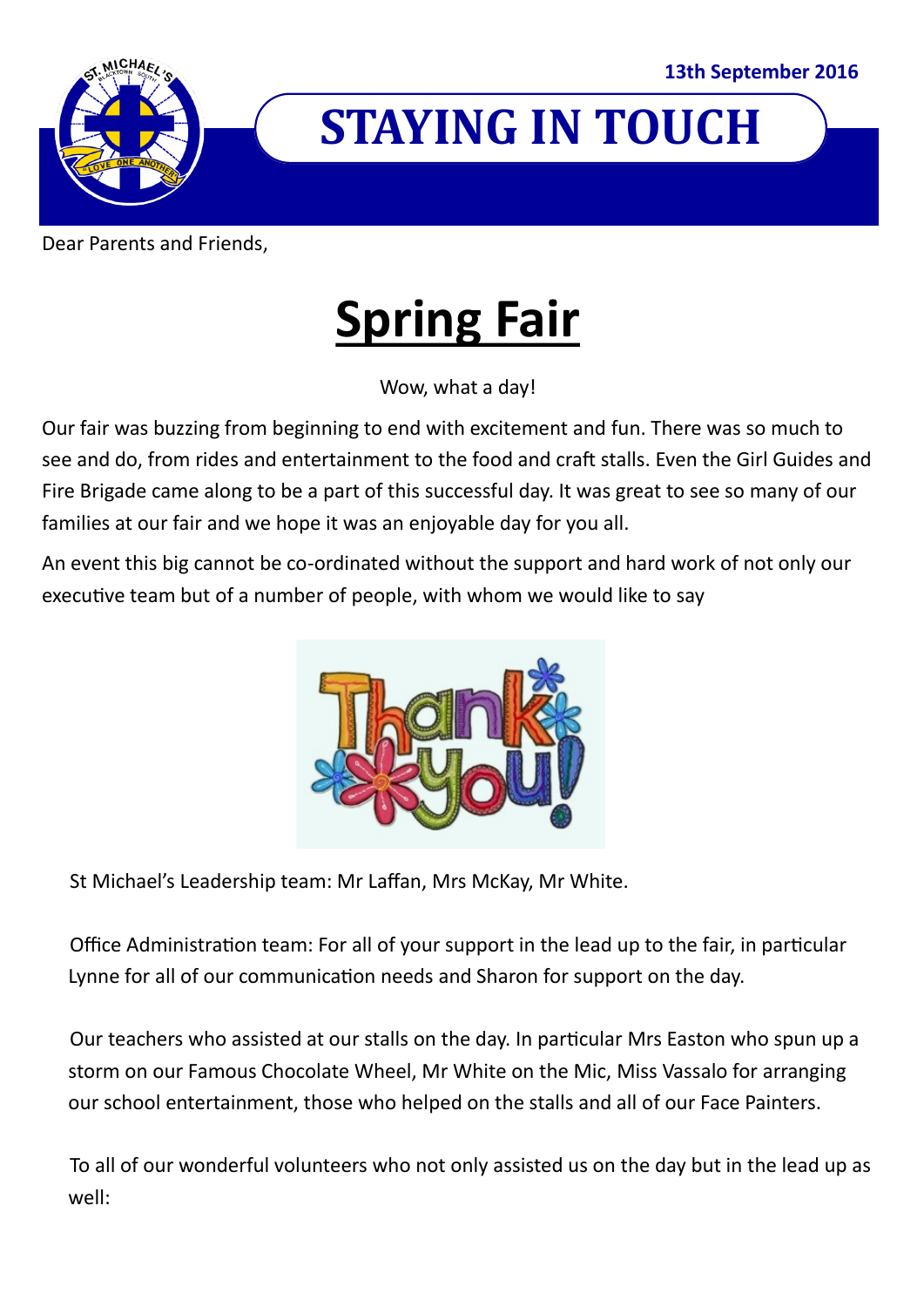13th September 2016

# STAYING IN TOUCH

Dear Parents and Friends,

# Spring Fair

Wow, what a day!

Our fair was buzzing from beginning to end with excitement and fun. There was so much to see and do, from rides and entertainment to the food and craft stalls. Even the Girl Guides and Fire Brigade came along to be a part of this successful day. It was great to see so many of our families at our fair and we hope it was an enjoyable day for you all.

An event this big cannot be co-ordinated without the support and hard work of not only our executive team but of a number of people, with whom we would like to say

Thank you!

St Michael's Leadership team: Mr Laffan, Mrs McKay, Mr White.

Office Administration team: For all of your support in the lead up to the fair, in particular Lynne for all of our communication needs and Sharon for support on the day.

Our teachers who assisted at our stalls on the day. In particular Mrs Easton who spun up a storm on our Famous Chocolate Wheel, Mr White on the Mic, Miss Vassalo for arranging our school entertainment, those who helped on the stalls and all of our Face Painters.

To all of our wonderful volunteers who not only assisted us on the day but in the lead up as well: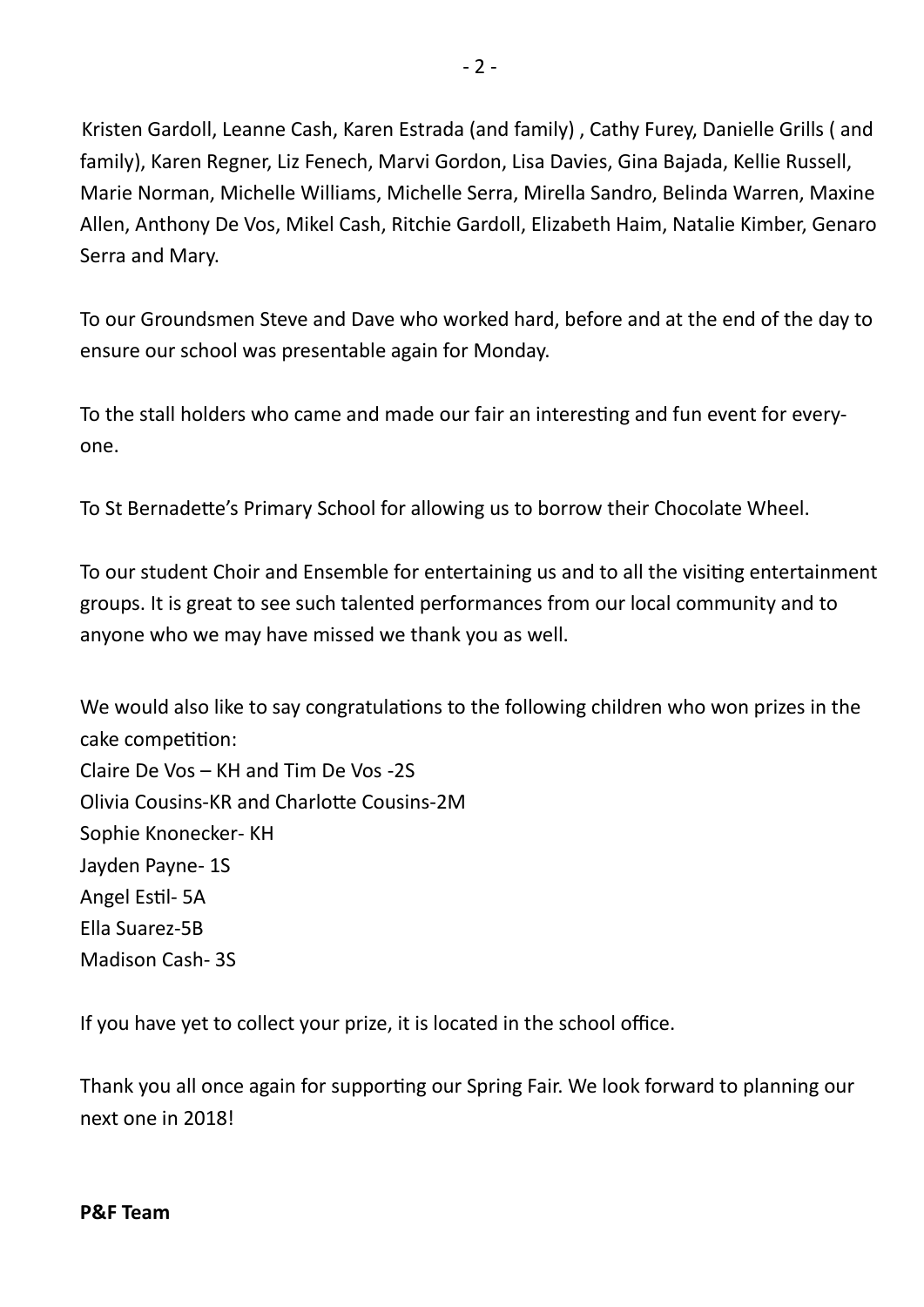Kristen Gardoll, Leanne Cash, Karen Estrada (and family) , Cathy Furey, Danielle Grills ( and family), Karen Regner, Liz Fenech, Marvi Gordon, Lisa Davies, Gina Bajada, Kellie Russell, Marie Norman, Michelle Williams, Michelle Serra, Mirella Sandro, Belinda Warren, Maxine Allen, Anthony De Vos, Mikel Cash, Ritchie Gardoll, Elizabeth Haim, Natalie Kimber, Genaro Serra and Mary.

To our Groundsmen Steve and Dave who worked hard, before and at the end of the day to ensure our school was presentable again for Monday.

To the stall holders who came and made our fair an interesting and fun event for every-one.

To St Bernadette's Primary School for allowing us to borrow their Chocolate Wheel.

To our student Choir and Ensemble for entertaining us and to all the visiting entertainment groups. It is great to see such talented performances from our local community and to anyone who we may have missed we thank you as well.

We would also like to say congratulations to the following children who won prizes in the cake competition:
Claire De Vos – KH and Tim De Vos -2S
Olivia Cousins-KR and Charlotte Cousins-2M
Sophie Knonecker- KH
Jayden Payne- 1S
Angel Estil- 5A
Ella Suarez-5B
Madison Cash- 3S

If you have yet to collect your prize, it is located in the school office.

Thank you all once again for supporting our Spring Fair. We look forward to planning our next one in 2018!

**P&F Team**